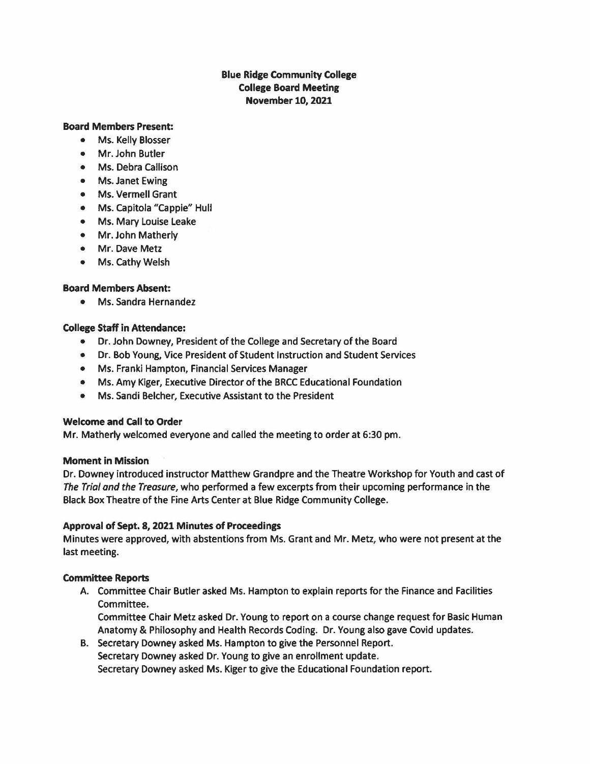# Blue Ridge Community College
## College Board Meeting
## November 10, 2021

**Board Members Present:**

- Ms. Kelly Blosser
- Mr. John Butler
- Ms. Debra Callison
- Ms. Janet Ewing
- Ms. Vermell Grant
- Ms. Capitola "Cappie" Hull
- Ms. Mary Louise Leake
- Mr. John Matherly
- Mr. Dave Metz
- Ms. Cathy Welsh

**Board Members Absent:**

- Ms. Sandra Hernandez

**College Staff in Attendance:**

- Dr. John Downey, President of the College and Secretary of the Board
- Dr. Bob Young, Vice President of Student Instruction and Student Services
- Ms. Franki Hampton, Financial Services Manager
- Ms. Amy Kiger, Executive Director of the BRCC Educational Foundation
- Ms. Sandi Belcher, Executive Assistant to the President

**Welcome and Call to Order**

Mr. Matherly welcomed everyone and called the meeting to order at 6:30 pm.

**Moment in Mission**

Dr. Downey introduced instructor Matthew Grandpre and the Theatre Workshop for Youth and cast of *The Trial and the Treasure*, who performed a few excerpts from their upcoming performance in the Black Box Theatre of the Fine Arts Center at Blue Ridge Community College.

**Approval of Sept. 8, 2021 Minutes of Proceedings**

Minutes were approved, with abstentions from Ms. Grant and Mr. Metz, who were not present at the last meeting.

**Committee Reports**

A. Committee Chair Butler asked Ms. Hampton to explain reports for the Finance and Facilities Committee.
   Committee Chair Metz asked Dr. Young to report on a course change request for Basic Human Anatomy & Philosophy and Health Records Coding. Dr. Young also gave Covid updates.
B. Secretary Downey asked Ms. Hampton to give the Personnel Report.
   Secretary Downey asked Dr. Young to give an enrollment update.
   Secretary Downey asked Ms. Kiger to give the Educational Foundation report.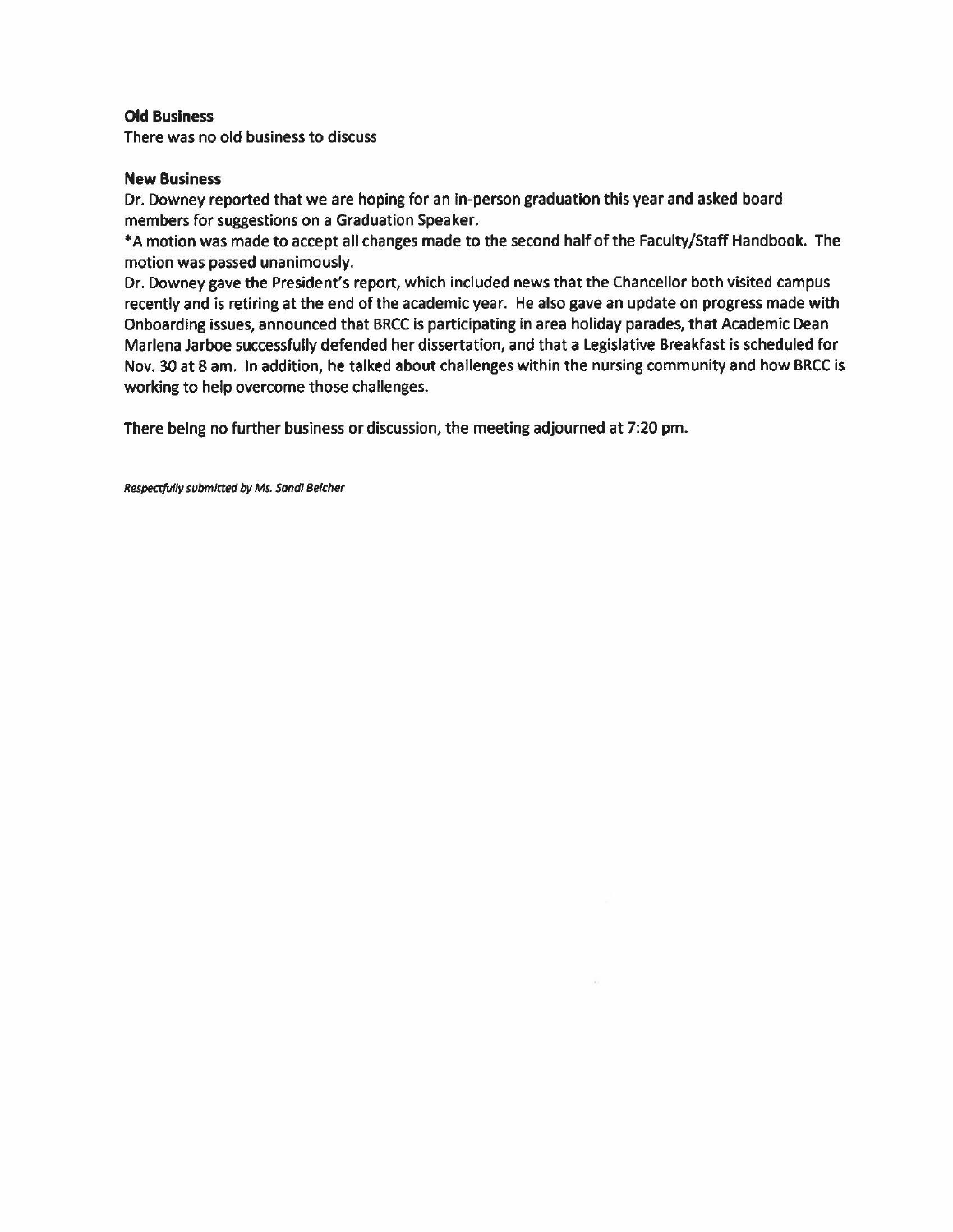**Old Business**

There was no old business to discuss

**New Business**

Dr. Downey reported that we are hoping for an in-person graduation this year and asked board members for suggestions on a Graduation Speaker.

*A motion was made to accept all changes made to the second half of the Faculty/Staff Handbook. The motion was passed unanimously.

Dr. Downey gave the President's report, which included news that the Chancellor both visited campus recently and is retiring at the end of the academic year. He also gave an update on progress made with Onboarding issues, announced that BRCC is participating in area holiday parades, that Academic Dean Marlena Jarboe successfully defended her dissertation, and that a Legislative Breakfast is scheduled for Nov. 30 at 8 am. In addition, he talked about challenges within the nursing community and how BRCC is working to help overcome those challenges.

There being no further business or discussion, the meeting adjourned at 7:20 pm.

***Respectfully submitted by Ms. Sandi Belcher***